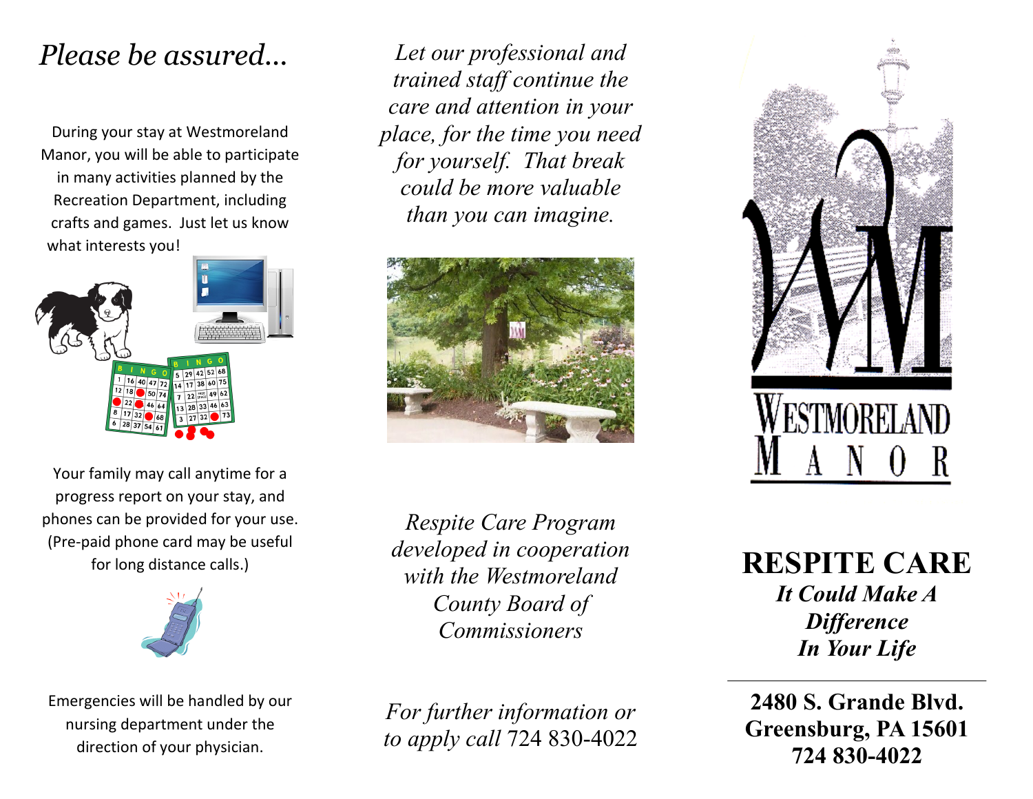# *Please be assured...*

During your stay at Westmoreland Manor, you will be able to participate in many activities planned by the Recreation Department, including crafts and games. Just let us know what interests you!

Your family may call anytime for a progress report on your stay, and phones can be provided for your use. (Pre-paid phone card may be useful for long distance calls.)

Emergencies will be handled by our nursing department under the direction of your physician.

*Let our professional and trained staff continue the care and attention in your place, for the time you need for yourself. That break could be more valuable than you can imagine.*

*Respite Care Program developed in cooperation with the Westmoreland County Board of Commissioners*

*For further information or to apply call* 724 830-4022

WESTMORELAND MANOR

# RESPITE CARE

***It Could Make A Difference In Your Life***

---

**2480 S. Grande Blvd.**
**Greensburg, PA 15601**
**724 830-4022**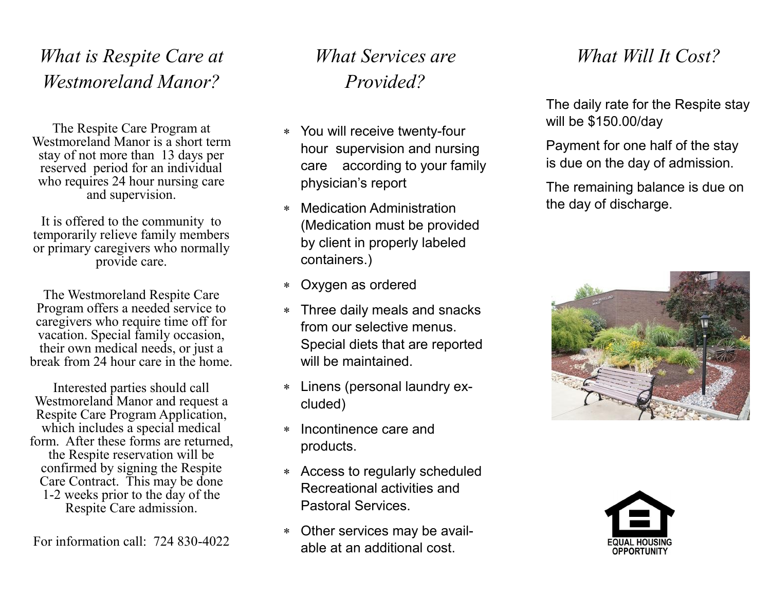## *What is Respite Care at Westmoreland Manor?*

The Respite Care Program at Westmoreland Manor is a short term stay of not more than 13 days per reserved period for an individual who requires 24 hour nursing care and supervision.

It is offered to the community to temporarily relieve family members or primary caregivers who normally provide care.

The Westmoreland Respite Care Program offers a needed service to caregivers who require time off for vacation. Special family occasion, their own medical needs, or just a break from 24 hour care in the home.

Interested parties should call Westmoreland Manor and request a Respite Care Program Application, which includes a special medical form. After these forms are returned, the Respite reservation will be confirmed by signing the Respite Care Contract. This may be done 1-2 weeks prior to the day of the Respite Care admission.

For information call: 724 830-4022

## *What Services are Provided?*

- You will receive twenty-four hour supervision and nursing care according to your family physician's report
- Medication Administration (Medication must be provided by client in properly labeled containers.)
- Oxygen as ordered
- Three daily meals and snacks from our selective menus. Special diets that are reported will be maintained.
- Linens (personal laundry excluded)
- Incontinence care and products.
- Access to regularly scheduled Recreational activities and Pastoral Services.
- Other services may be available at an additional cost.

## *What Will It Cost?*

The daily rate for the Respite stay will be $150.00/day

Payment for one half of the stay is due on the day of admission.

The remaining balance is due on the day of discharge.

EQUAL HOUSING OPPORTUNITY